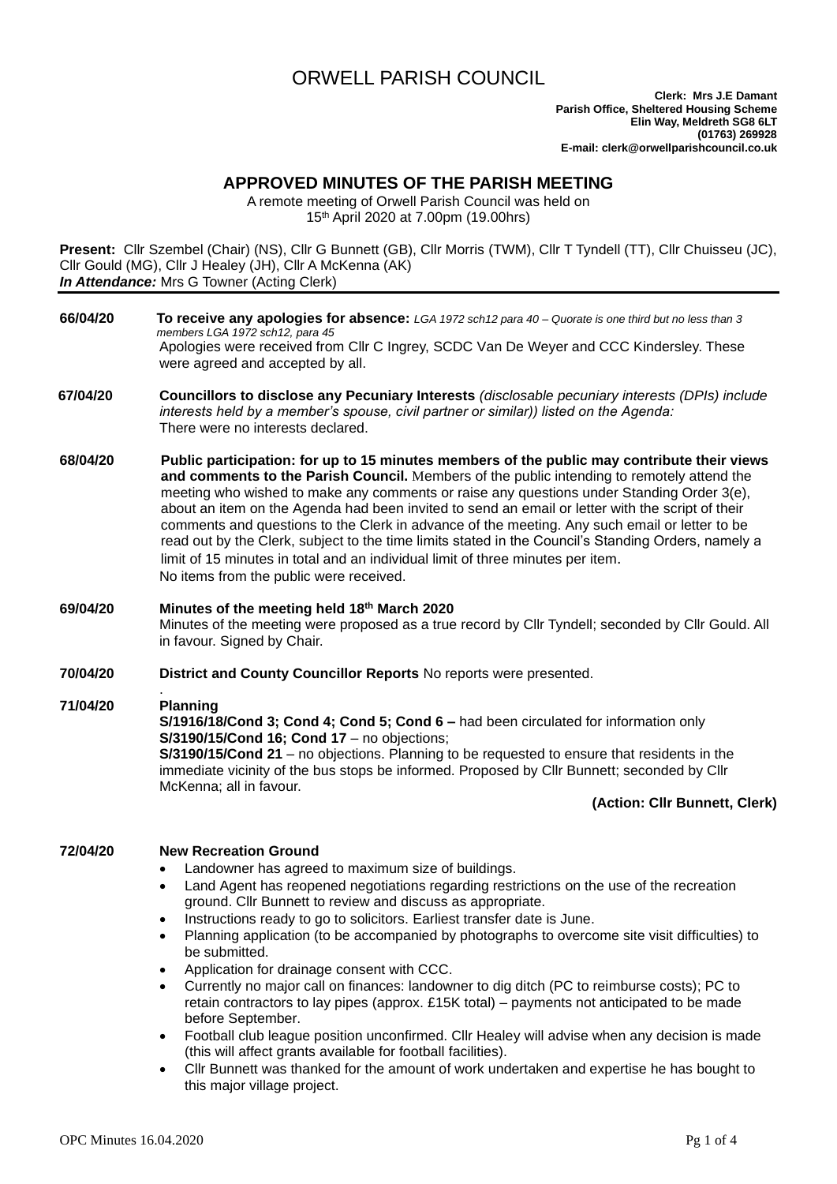# ORWELL PARISH COUNCIL

**Clerk: Mrs J.E Damant**
**Parish Office, Sheltered Housing Scheme**
**Elin Way, Meldreth SG8 6LT**
**(01763) 269928**
**E-mail: clerk@orwellparishcouncil.co.uk**

## APPROVED MINUTES OF THE PARISH MEETING

A remote meeting of Orwell Parish Council was held on
15th April 2020 at 7.00pm (19.00hrs)

**Present:** Cllr Szembel (Chair) (NS), Cllr G Bunnett (GB), Cllr Morris (TWM), Cllr T Tyndell (TT), Cllr Chuisseu (JC), Cllr Gould (MG), Cllr J Healey (JH), Cllr A McKenna (AK)
***In Attendance:*** Mrs G Towner (Acting Clerk)

---

**66/04/20** **To receive any apologies for absence:** *LGA 1972 sch12 para 40 – Quorate is one third but no less than 3 members LGA 1972 sch12, para 45*
Apologies were received from Cllr C Ingrey, SCDC Van De Weyer and CCC Kindersley. These were agreed and accepted by all.

**67/04/20** **Councillors to disclose any Pecuniary Interests** *(disclosable pecuniary interests (DPIs) include interests held by a member's spouse, civil partner or similar)) listed on the Agenda:*
There were no interests declared.

**68/04/20** **Public participation: for up to 15 minutes members of the public may contribute their views and comments to the Parish Council.** Members of the public intending to remotely attend the meeting who wished to make any comments or raise any questions under Standing Order 3(e), about an item on the Agenda had been invited to send an email or letter with the script of their comments and questions to the Clerk in advance of the meeting. Any such email or letter to be read out by the Clerk, subject to the time limits stated in the Council's Standing Orders, namely a limit of 15 minutes in total and an individual limit of three minutes per item.
No items from the public were received.

**69/04/20** **Minutes of the meeting held 18th March 2020**
Minutes of the meeting were proposed as a true record by Cllr Tyndell; seconded by Cllr Gould. All in favour. Signed by Chair.

**70/04/20** **District and County Councillor Reports** No reports were presented.

**71/04/20** **Planning**
**S/1916/18/Cond 3; Cond 4; Cond 5; Cond 6 –** had been circulated for information only
**S/3190/15/Cond 16; Cond 17** – no objections;
**S/3190/15/Cond 21** – no objections. Planning to be requested to ensure that residents in the immediate vicinity of the bus stops be informed. Proposed by Cllr Bunnett; seconded by Cllr McKenna; all in favour.

**(Action: Cllr Bunnett, Clerk)**

**72/04/20** **New Recreation Ground**

- Landowner has agreed to maximum size of buildings.
- Land Agent has reopened negotiations regarding restrictions on the use of the recreation ground. Cllr Bunnett to review and discuss as appropriate.
- Instructions ready to go to solicitors. Earliest transfer date is June.
- Planning application (to be accompanied by photographs to overcome site visit difficulties) to be submitted.
- Application for drainage consent with CCC.
- Currently no major call on finances: landowner to dig ditch (PC to reimburse costs); PC to retain contractors to lay pipes (approx. £15K total) – payments not anticipated to be made before September.
- Football club league position unconfirmed. Cllr Healey will advise when any decision is made (this will affect grants available for football facilities).
- Cllr Bunnett was thanked for the amount of work undertaken and expertise he has bought to this major village project.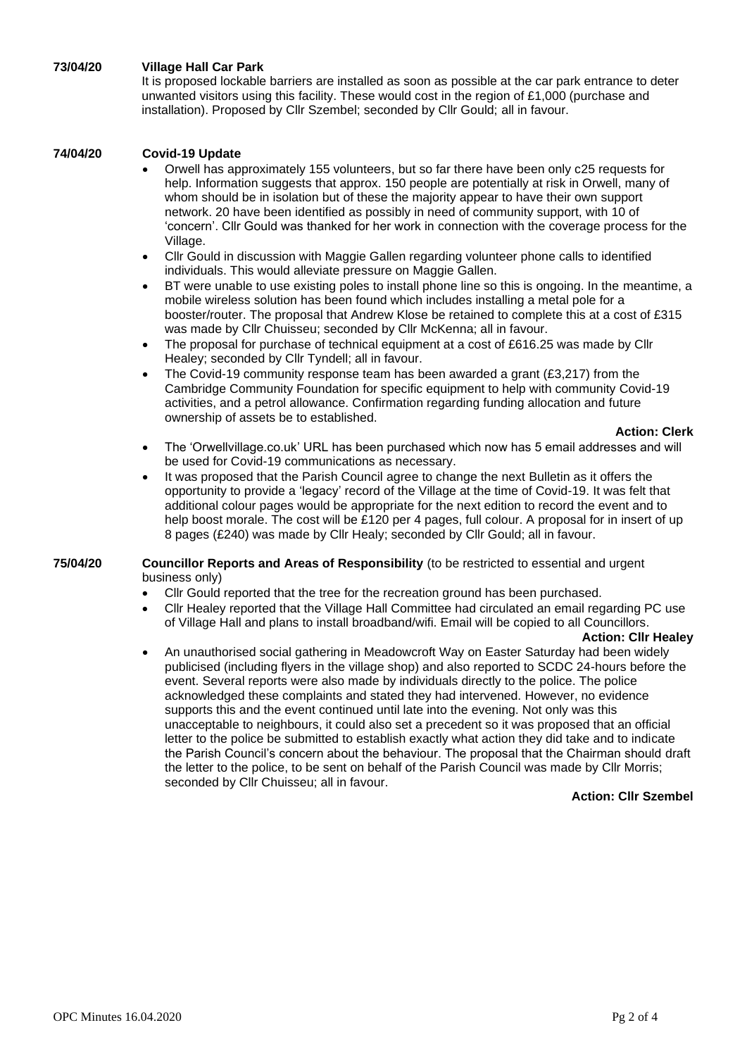**73/04/20 Village Hall Car Park**

It is proposed lockable barriers are installed as soon as possible at the car park entrance to deter unwanted visitors using this facility. These would cost in the region of £1,000 (purchase and installation). Proposed by Cllr Szembel; seconded by Cllr Gould; all in favour.

**74/04/20 Covid-19 Update**

- Orwell has approximately 155 volunteers, but so far there have been only c25 requests for help. Information suggests that approx. 150 people are potentially at risk in Orwell, many of whom should be in isolation but of these the majority appear to have their own support network. 20 have been identified as possibly in need of community support, with 10 of 'concern'. Cllr Gould was thanked for her work in connection with the coverage process for the Village.
- Cllr Gould in discussion with Maggie Gallen regarding volunteer phone calls to identified individuals. This would alleviate pressure on Maggie Gallen.
- BT were unable to use existing poles to install phone line so this is ongoing. In the meantime, a mobile wireless solution has been found which includes installing a metal pole for a booster/router. The proposal that Andrew Klose be retained to complete this at a cost of £315 was made by Cllr Chuisseu; seconded by Cllr McKenna; all in favour.
- The proposal for purchase of technical equipment at a cost of £616.25 was made by Cllr Healey; seconded by Cllr Tyndell; all in favour.
- The Covid-19 community response team has been awarded a grant (£3,217) from the Cambridge Community Foundation for specific equipment to help with community Covid-19 activities, and a petrol allowance. Confirmation regarding funding allocation and future ownership of assets be to established.

**Action: Clerk**

- The 'Orwellvillage.co.uk' URL has been purchased which now has 5 email addresses and will be used for Covid-19 communications as necessary.
- It was proposed that the Parish Council agree to change the next Bulletin as it offers the opportunity to provide a 'legacy' record of the Village at the time of Covid-19. It was felt that additional colour pages would be appropriate for the next edition to record the event and to help boost morale. The cost will be £120 per 4 pages, full colour. A proposal for in insert of up 8 pages (£240) was made by Cllr Healy; seconded by Cllr Gould; all in favour.

**75/04/20 Councillor Reports and Areas of Responsibility** (to be restricted to essential and urgent business only)

- Cllr Gould reported that the tree for the recreation ground has been purchased.
- Cllr Healey reported that the Village Hall Committee had circulated an email regarding PC use of Village Hall and plans to install broadband/wifi. Email will be copied to all Councillors.

**Action: Cllr Healey**

- An unauthorised social gathering in Meadowcroft Way on Easter Saturday had been widely publicised (including flyers in the village shop) and also reported to SCDC 24-hours before the event. Several reports were also made by individuals directly to the police. The police acknowledged these complaints and stated they had intervened. However, no evidence supports this and the event continued until late into the evening. Not only was this unacceptable to neighbours, it could also set a precedent so it was proposed that an official letter to the police be submitted to establish exactly what action they did take and to indicate the Parish Council's concern about the behaviour. The proposal that the Chairman should draft the letter to the police, to be sent on behalf of the Parish Council was made by Cllr Morris; seconded by Cllr Chuisseu; all in favour.

**Action: Cllr Szembel**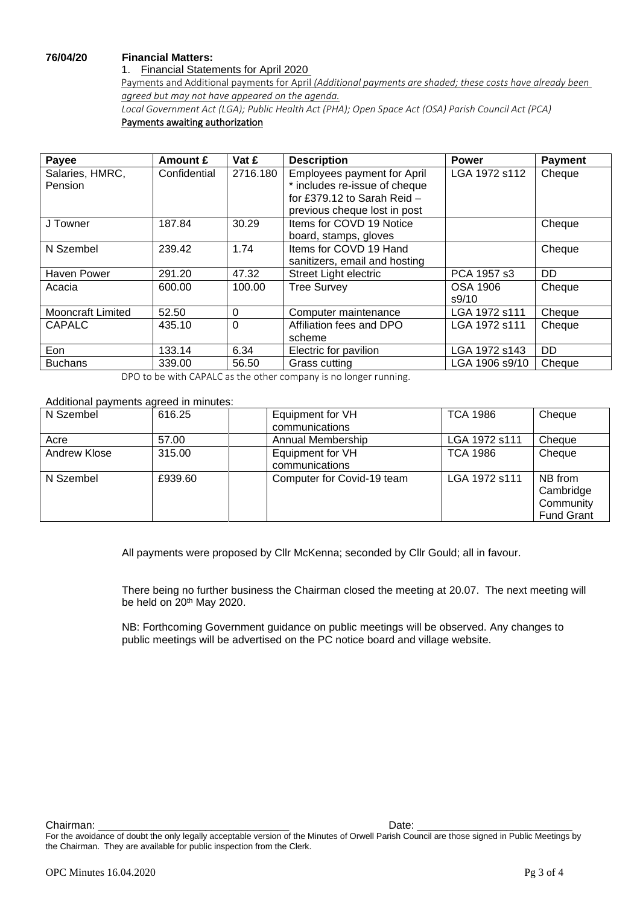**76/04/20 Financial Matters:**

1. Financial Statements for April 2020

Payments and Additional payments for April *(Additional payments are shaded; these costs have already been agreed but may not have appeared on the agenda.*

*Local Government Act (LGA); Public Health Act (PHA); Open Space Act (OSA) Parish Council Act (PCA)*

**Payments awaiting authorization**

| Payee | Amount £ | Vat £ | Description | Power | Payment |
|---|---|---|---|---|---|
| Salaries, HMRC, Pension | Confidential | 2716.180 | Employees payment for April * includes re-issue of cheque for £379.12 to Sarah Reid – previous cheque lost in post | LGA 1972 s112 | Cheque |
| J Towner | 187.84 | 30.29 | Items for COVD 19 Notice board, stamps, gloves | | Cheque |
| N Szembel | 239.42 | 1.74 | Items for COVD 19 Hand sanitizers, email and hosting | | Cheque |
| Haven Power | 291.20 | 47.32 | Street Light electric | PCA 1957 s3 | DD |
| Acacia | 600.00 | 100.00 | Tree Survey | OSA 1906 s9/10 | Cheque |
| Mooncraft Limited | 52.50 | 0 | Computer maintenance | LGA 1972 s111 | Cheque |
| CAPALC | 435.10 | 0 | Affiliation fees and DPO scheme | LGA 1972 s111 | Cheque |
| Eon | 133.14 | 6.34 | Electric for pavilion | LGA 1972 s143 | DD |
| Buchans | 339.00 | 56.50 | Grass cutting | LGA 1906 s9/10 | Cheque |

DPO to be with CAPALC as the other company is no longer running.

Additional payments agreed in minutes:

| | | | | | |
|---|---|---|---|---|---|
| N Szembel | 616.25 | | Equipment for VH communications | TCA 1986 | Cheque |
| Acre | 57.00 | | Annual Membership | LGA 1972 s111 | Cheque |
| Andrew Klose | 315.00 | | Equipment for VH communications | TCA 1986 | Cheque |
| N Szembel | £939.60 | | Computer for Covid-19 team | LGA 1972 s111 | NB from Cambridge Community Fund Grant |

All payments were proposed by Cllr McKenna; seconded by Cllr Gould; all in favour.

There being no further business the Chairman closed the meeting at 20.07. The next meeting will be held on 20th May 2020.

NB: Forthcoming Government guidance on public meetings will be observed. Any changes to public meetings will be advertised on the PC notice board and village website.

Chairman: ________________________________ Date: __________________________

For the avoidance of doubt the only legally acceptable version of the Minutes of Orwell Parish Council are those signed in Public Meetings by the Chairman. They are available for public inspection from the Clerk.